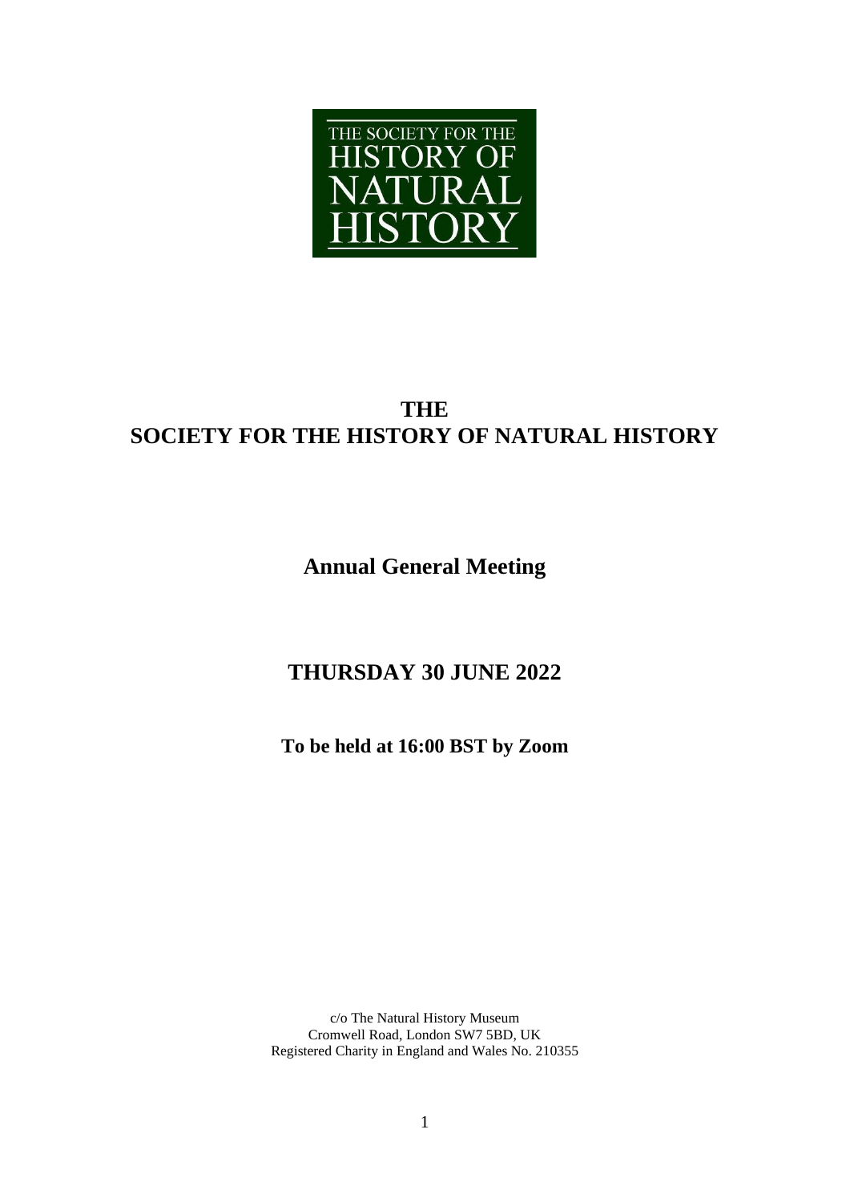THE SOCIETY FOR THE HISTORY OF NATURAL HISTORY

# THE SOCIETY FOR THE HISTORY OF NATURAL HISTORY

## Annual General Meeting

## THURSDAY 30 JUNE 2022

**To be held at 16:00 BST by Zoom**

c/o The Natural History Museum
Cromwell Road, London SW7 5BD, UK
Registered Charity in England and Wales No. 210355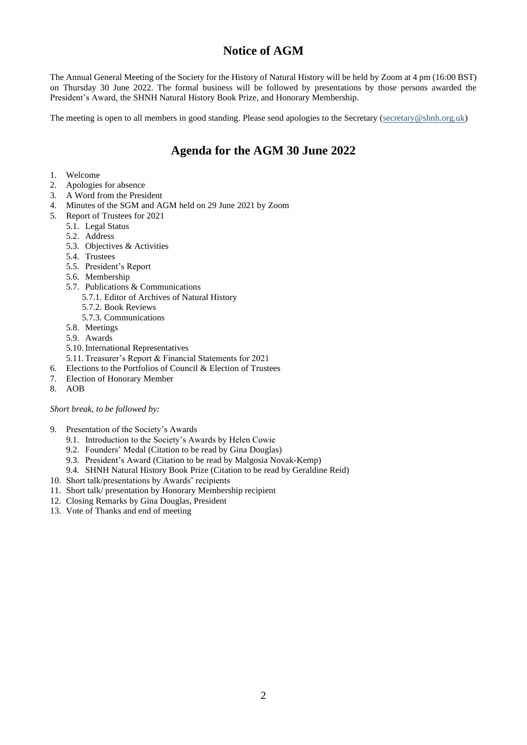# Notice of AGM

The Annual General Meeting of the Society for the History of Natural History will be held by Zoom at 4 pm (16:00 BST) on Thursday 30 June 2022. The formal business will be followed by presentations by those persons awarded the President's Award, the SHNH Natural History Book Prize, and Honorary Membership.

The meeting is open to all members in good standing. Please send apologies to the Secretary (secretary@shnh.org.uk)

# Agenda for the AGM 30 June 2022

1. Welcome
2. Apologies for absence
3. A Word from the President
4. Minutes of the SGM and AGM held on 29 June 2021 by Zoom
5. Report of Trustees for 2021
    - 5.1. Legal Status
    - 5.2. Address
    - 5.3. Objectives & Activities
    - 5.4. Trustees
    - 5.5. President's Report
    - 5.6. Membership
    - 5.7. Publications & Communications
        - 5.7.1. Editor of Archives of Natural History
        - 5.7.2. Book Reviews
        - 5.7.3. Communications
    - 5.8. Meetings
    - 5.9. Awards
    - 5.10. International Representatives
    - 5.11. Treasurer's Report & Financial Statements for 2021
6. Elections to the Portfolios of Council & Election of Trustees
7. Election of Honorary Member
8. AOB

*Short break, to be followed by:*

9. Presentation of the Society's Awards
    - 9.1. Introduction to the Society's Awards by Helen Cowie
    - 9.2. Founders' Medal (Citation to be read by Gina Douglas)
    - 9.3. President's Award (Citation to be read by Malgosia Novak-Kemp)
    - 9.4. SHNH Natural History Book Prize (Citation to be read by Geraldine Reid)
10. Short talk/presentations by Awards' recipients
11. Short talk/ presentation by Honorary Membership recipient
12. Closing Remarks by Gina Douglas, President
13. Vote of Thanks and end of meeting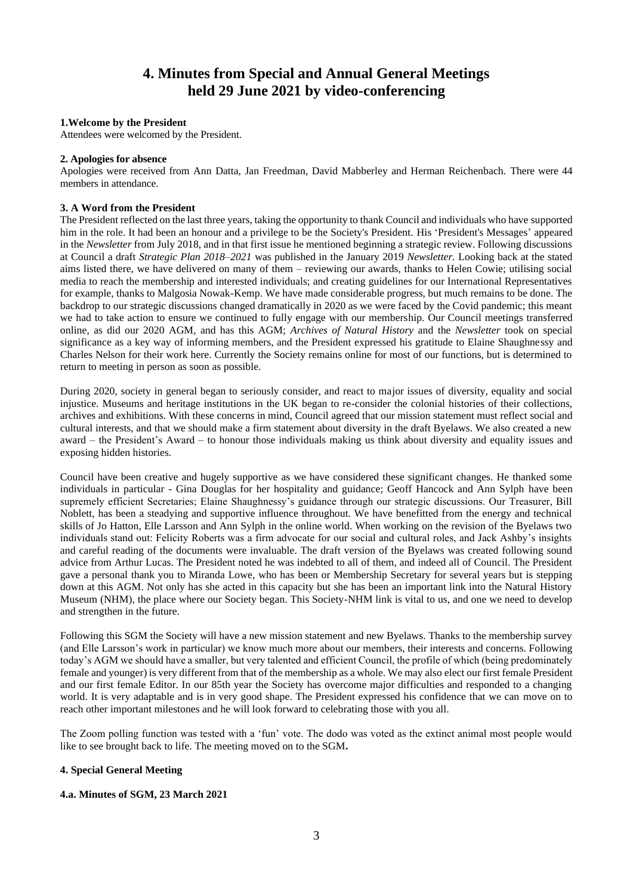# 4. Minutes from Special and Annual General Meetings held 29 June 2021 by video-conferencing

**1.Welcome by the President**

Attendees were welcomed by the President.

**2. Apologies for absence**

Apologies were received from Ann Datta, Jan Freedman, David Mabberley and Herman Reichenbach. There were 44 members in attendance.

**3. A Word from the President**

The President reflected on the last three years, taking the opportunity to thank Council and individuals who have supported him in the role. It had been an honour and a privilege to be the Society's President. His 'President's Messages' appeared in the *Newsletter* from July 2018, and in that first issue he mentioned beginning a strategic review. Following discussions at Council a draft *Strategic Plan 2018–2021* was published in the January 2019 *Newsletter.* Looking back at the stated aims listed there, we have delivered on many of them – reviewing our awards, thanks to Helen Cowie; utilising social media to reach the membership and interested individuals; and creating guidelines for our International Representatives for example, thanks to Malgosia Nowak-Kemp. We have made considerable progress, but much remains to be done. The backdrop to our strategic discussions changed dramatically in 2020 as we were faced by the Covid pandemic; this meant we had to take action to ensure we continued to fully engage with our membership. Our Council meetings transferred online, as did our 2020 AGM, and has this AGM; *Archives of Natural History* and the *Newsletter* took on special significance as a key way of informing members, and the President expressed his gratitude to Elaine Shaughnessy and Charles Nelson for their work here. Currently the Society remains online for most of our functions, but is determined to return to meeting in person as soon as possible.

During 2020, society in general began to seriously consider, and react to major issues of diversity, equality and social injustice. Museums and heritage institutions in the UK began to re-consider the colonial histories of their collections, archives and exhibitions. With these concerns in mind, Council agreed that our mission statement must reflect social and cultural interests, and that we should make a firm statement about diversity in the draft Byelaws. We also created a new award – the President's Award – to honour those individuals making us think about diversity and equality issues and exposing hidden histories.

Council have been creative and hugely supportive as we have considered these significant changes. He thanked some individuals in particular - Gina Douglas for her hospitality and guidance; Geoff Hancock and Ann Sylph have been supremely efficient Secretaries; Elaine Shaughnessy's guidance through our strategic discussions. Our Treasurer, Bill Noblett, has been a steadying and supportive influence throughout. We have benefitted from the energy and technical skills of Jo Hatton, Elle Larsson and Ann Sylph in the online world. When working on the revision of the Byelaws two individuals stand out: Felicity Roberts was a firm advocate for our social and cultural roles, and Jack Ashby's insights and careful reading of the documents were invaluable. The draft version of the Byelaws was created following sound advice from Arthur Lucas. The President noted he was indebted to all of them, and indeed all of Council. The President gave a personal thank you to Miranda Lowe, who has been or Membership Secretary for several years but is stepping down at this AGM. Not only has she acted in this capacity but she has been an important link into the Natural History Museum (NHM), the place where our Society began. This Society-NHM link is vital to us, and one we need to develop and strengthen in the future.

Following this SGM the Society will have a new mission statement and new Byelaws. Thanks to the membership survey (and Elle Larsson's work in particular) we know much more about our members, their interests and concerns. Following today's AGM we should have a smaller, but very talented and efficient Council, the profile of which (being predominately female and younger) is very different from that of the membership as a whole. We may also elect our first female President and our first female Editor. In our 85th year the Society has overcome major difficulties and responded to a changing world. It is very adaptable and is in very good shape. The President expressed his confidence that we can move on to reach other important milestones and he will look forward to celebrating those with you all.

The Zoom polling function was tested with a 'fun' vote. The dodo was voted as the extinct animal most people would like to see brought back to life. The meeting moved on to the SGM**.**

**4. Special General Meeting**

**4.a. Minutes of SGM, 23 March 2021**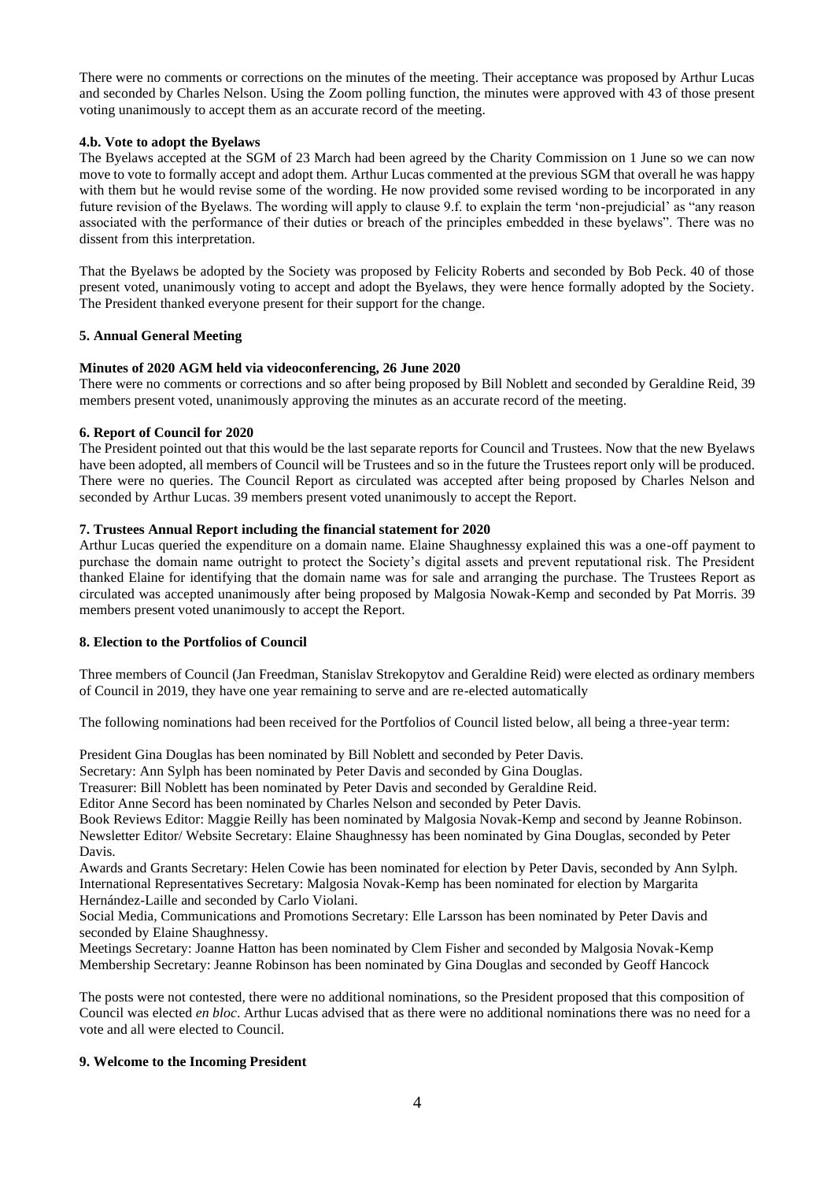There were no comments or corrections on the minutes of the meeting. Their acceptance was proposed by Arthur Lucas and seconded by Charles Nelson. Using the Zoom polling function, the minutes were approved with 43 of those present voting unanimously to accept them as an accurate record of the meeting.

#### 4.b. Vote to adopt the Byelaws

The Byelaws accepted at the SGM of 23 March had been agreed by the Charity Commission on 1 June so we can now move to vote to formally accept and adopt them. Arthur Lucas commented at the previous SGM that overall he was happy with them but he would revise some of the wording. He now provided some revised wording to be incorporated in any future revision of the Byelaws. The wording will apply to clause 9.f. to explain the term 'non-prejudicial' as "any reason associated with the performance of their duties or breach of the principles embedded in these byelaws". There was no dissent from this interpretation.

That the Byelaws be adopted by the Society was proposed by Felicity Roberts and seconded by Bob Peck. 40 of those present voted, unanimously voting to accept and adopt the Byelaws, they were hence formally adopted by the Society. The President thanked everyone present for their support for the change.

### 5. Annual General Meeting

#### Minutes of 2020 AGM held via videoconferencing, 26 June 2020

There were no comments or corrections and so after being proposed by Bill Noblett and seconded by Geraldine Reid, 39 members present voted, unanimously approving the minutes as an accurate record of the meeting.

### 6. Report of Council for 2020

The President pointed out that this would be the last separate reports for Council and Trustees. Now that the new Byelaws have been adopted, all members of Council will be Trustees and so in the future the Trustees report only will be produced. There were no queries. The Council Report as circulated was accepted after being proposed by Charles Nelson and seconded by Arthur Lucas. 39 members present voted unanimously to accept the Report.

### 7. Trustees Annual Report including the financial statement for 2020

Arthur Lucas queried the expenditure on a domain name. Elaine Shaughnessy explained this was a one-off payment to purchase the domain name outright to protect the Society's digital assets and prevent reputational risk. The President thanked Elaine for identifying that the domain name was for sale and arranging the purchase. The Trustees Report as circulated was accepted unanimously after being proposed by Malgosia Nowak-Kemp and seconded by Pat Morris. 39 members present voted unanimously to accept the Report.

### 8. Election to the Portfolios of Council

Three members of Council (Jan Freedman, Stanislav Strekopytov and Geraldine Reid) were elected as ordinary members of Council in 2019, they have one year remaining to serve and are re-elected automatically

The following nominations had been received for the Portfolios of Council listed below, all being a three-year term:

President Gina Douglas has been nominated by Bill Noblett and seconded by Peter Davis.
Secretary: Ann Sylph has been nominated by Peter Davis and seconded by Gina Douglas.
Treasurer: Bill Noblett has been nominated by Peter Davis and seconded by Geraldine Reid.
Editor Anne Secord has been nominated by Charles Nelson and seconded by Peter Davis.
Book Reviews Editor: Maggie Reilly has been nominated by Malgosia Novak-Kemp and second by Jeanne Robinson.
Newsletter Editor/ Website Secretary: Elaine Shaughnessy has been nominated by Gina Douglas, seconded by Peter Davis.
Awards and Grants Secretary: Helen Cowie has been nominated for election by Peter Davis, seconded by Ann Sylph.
International Representatives Secretary: Malgosia Novak-Kemp has been nominated for election by Margarita Hernández-Laille and seconded by Carlo Violani.
Social Media, Communications and Promotions Secretary: Elle Larsson has been nominated by Peter Davis and seconded by Elaine Shaughnessy.
Meetings Secretary: Joanne Hatton has been nominated by Clem Fisher and seconded by Malgosia Novak-Kemp
Membership Secretary: Jeanne Robinson has been nominated by Gina Douglas and seconded by Geoff Hancock

The posts were not contested, there were no additional nominations, so the President proposed that this composition of Council was elected *en bloc*. Arthur Lucas advised that as there were no additional nominations there was no need for a vote and all were elected to Council.

### 9. Welcome to the Incoming President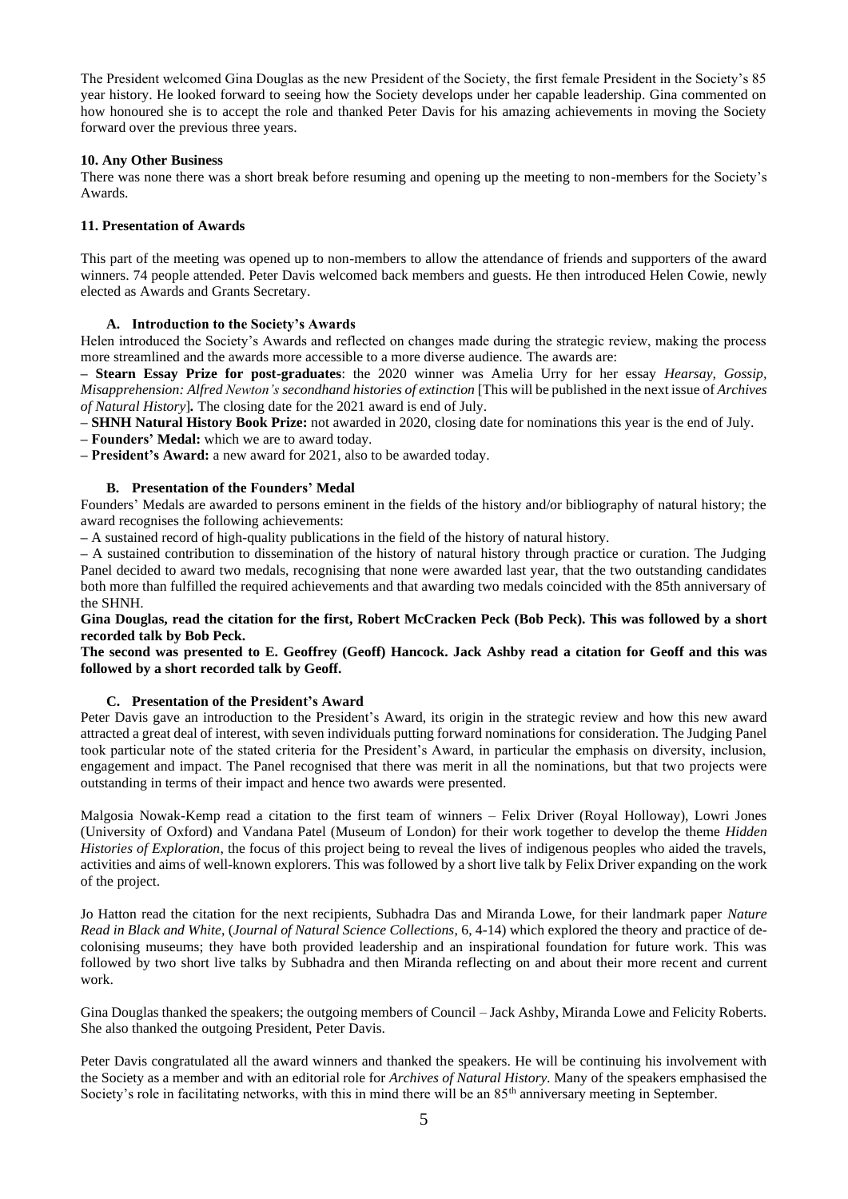The President welcomed Gina Douglas as the new President of the Society, the first female President in the Society's 85 year history. He looked forward to seeing how the Society develops under her capable leadership. Gina commented on how honoured she is to accept the role and thanked Peter Davis for his amazing achievements in moving the Society forward over the previous three years.

**10. Any Other Business**

There was none there was a short break before resuming and opening up the meeting to non-members for the Society's Awards.

**11. Presentation of Awards**

This part of the meeting was opened up to non-members to allow the attendance of friends and supporters of the award winners. 74 people attended. Peter Davis welcomed back members and guests. He then introduced Helen Cowie, newly elected as Awards and Grants Secretary.

**A. Introduction to the Society's Awards**

Helen introduced the Society's Awards and reflected on changes made during the strategic review, making the process more streamlined and the awards more accessible to a more diverse audience. The awards are:

**– Stearn Essay Prize for post-graduates**: the 2020 winner was Amelia Urry for her essay *Hearsay, Gossip, Misapprehension: Alfred Newton's secondhand histories of extinction* [This will be published in the next issue of *Archives of Natural History*]**.** The closing date for the 2021 award is end of July.

**– SHNH Natural History Book Prize:** not awarded in 2020, closing date for nominations this year is the end of July.

**– Founders' Medal:** which we are to award today.

**– President's Award:** a new award for 2021, also to be awarded today.

**B. Presentation of the Founders' Medal**

Founders' Medals are awarded to persons eminent in the fields of the history and/or bibliography of natural history; the award recognises the following achievements:

– A sustained record of high-quality publications in the field of the history of natural history.

– A sustained contribution to dissemination of the history of natural history through practice or curation. The Judging Panel decided to award two medals, recognising that none were awarded last year, that the two outstanding candidates both more than fulfilled the required achievements and that awarding two medals coincided with the 85th anniversary of the SHNH.

**Gina Douglas, read the citation for the first, Robert McCracken Peck (Bob Peck). This was followed by a short recorded talk by Bob Peck.**

**The second was presented to E. Geoffrey (Geoff) Hancock. Jack Ashby read a citation for Geoff and this was followed by a short recorded talk by Geoff.**

**C. Presentation of the President's Award**

Peter Davis gave an introduction to the President's Award, its origin in the strategic review and how this new award attracted a great deal of interest, with seven individuals putting forward nominations for consideration. The Judging Panel took particular note of the stated criteria for the President's Award, in particular the emphasis on diversity, inclusion, engagement and impact. The Panel recognised that there was merit in all the nominations, but that two projects were outstanding in terms of their impact and hence two awards were presented.

Malgosia Nowak-Kemp read a citation to the first team of winners – Felix Driver (Royal Holloway), Lowri Jones (University of Oxford) and Vandana Patel (Museum of London) for their work together to develop the theme *Hidden Histories of Exploration*, the focus of this project being to reveal the lives of indigenous peoples who aided the travels, activities and aims of well-known explorers. This was followed by a short live talk by Felix Driver expanding on the work of the project.

Jo Hatton read the citation for the next recipients, Subhadra Das and Miranda Lowe, for their landmark paper *Nature Read in Black and White*, (*Journal of Natural Science Collections*, 6, 4-14) which explored the theory and practice of de-colonising museums; they have both provided leadership and an inspirational foundation for future work. This was followed by two short live talks by Subhadra and then Miranda reflecting on and about their more recent and current work.

Gina Douglas thanked the speakers; the outgoing members of Council – Jack Ashby, Miranda Lowe and Felicity Roberts. She also thanked the outgoing President, Peter Davis.

Peter Davis congratulated all the award winners and thanked the speakers. He will be continuing his involvement with the Society as a member and with an editorial role for *Archives of Natural History.* Many of the speakers emphasised the Society's role in facilitating networks, with this in mind there will be an 85th anniversary meeting in September.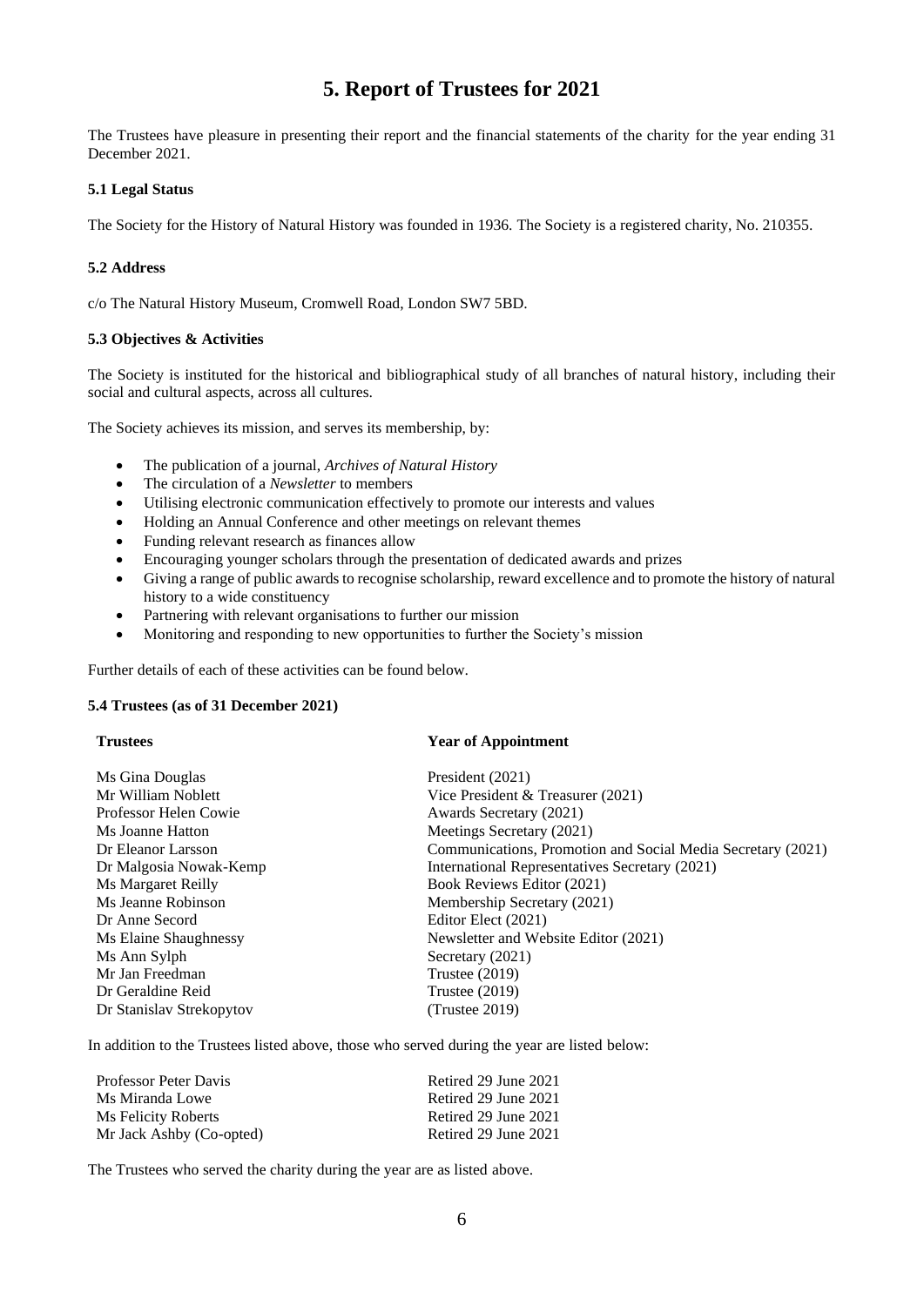# 5. Report of Trustees for 2021

The Trustees have pleasure in presenting their report and the financial statements of the charity for the year ending 31 December 2021.

### 5.1 Legal Status

The Society for the History of Natural History was founded in 1936. The Society is a registered charity, No. 210355.

### 5.2 Address

c/o The Natural History Museum, Cromwell Road, London SW7 5BD.

### 5.3 Objectives & Activities

The Society is instituted for the historical and bibliographical study of all branches of natural history, including their social and cultural aspects, across all cultures.

The Society achieves its mission, and serves its membership, by:

- The publication of a journal, *Archives of Natural History*
- The circulation of a *Newsletter* to members
- Utilising electronic communication effectively to promote our interests and values
- Holding an Annual Conference and other meetings on relevant themes
- Funding relevant research as finances allow
- Encouraging younger scholars through the presentation of dedicated awards and prizes
- Giving a range of public awards to recognise scholarship, reward excellence and to promote the history of natural history to a wide constituency
- Partnering with relevant organisations to further our mission
- Monitoring and responding to new opportunities to further the Society's mission

Further details of each of these activities can be found below.

### 5.4 Trustees (as of 31 December 2021)

| Trustees | Year of Appointment |
|---|---|
| Ms Gina Douglas | President (2021) |
| Mr William Noblett | Vice President & Treasurer (2021) |
| Professor Helen Cowie | Awards Secretary (2021) |
| Ms Joanne Hatton | Meetings Secretary (2021) |
| Dr Eleanor Larsson | Communications, Promotion and Social Media Secretary (2021) |
| Dr Malgosia Nowak-Kemp | International Representatives Secretary (2021) |
| Ms Margaret Reilly | Book Reviews Editor (2021) |
| Ms Jeanne Robinson | Membership Secretary (2021) |
| Dr Anne Secord | Editor Elect (2021) |
| Ms Elaine Shaughnessy | Newsletter and Website Editor (2021) |
| Ms Ann Sylph | Secretary (2021) |
| Mr Jan Freedman | Trustee (2019) |
| Dr Geraldine Reid | Trustee (2019) |
| Dr Stanislav Strekopytov | (Trustee 2019) |

In addition to the Trustees listed above, those who served during the year are listed below:

| | |
|---|---|
| Professor Peter Davis | Retired 29 June 2021 |
| Ms Miranda Lowe | Retired 29 June 2021 |
| Ms Felicity Roberts | Retired 29 June 2021 |
| Mr Jack Ashby (Co-opted) | Retired 29 June 2021 |

The Trustees who served the charity during the year are as listed above.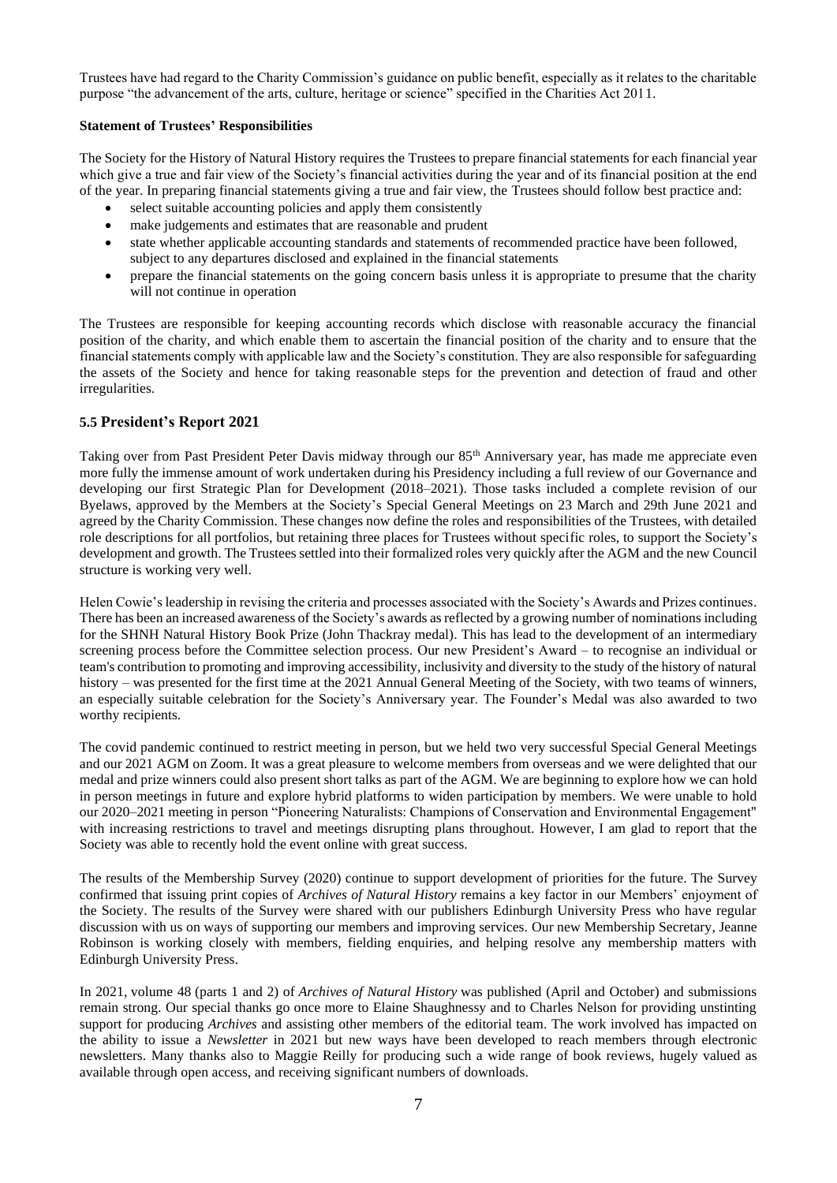Trustees have had regard to the Charity Commission's guidance on public benefit, especially as it relates to the charitable purpose "the advancement of the arts, culture, heritage or science" specified in the Charities Act 2011.

**Statement of Trustees' Responsibilities**

The Society for the History of Natural History requires the Trustees to prepare financial statements for each financial year which give a true and fair view of the Society's financial activities during the year and of its financial position at the end of the year. In preparing financial statements giving a true and fair view, the Trustees should follow best practice and:

- select suitable accounting policies and apply them consistently
- make judgements and estimates that are reasonable and prudent
- state whether applicable accounting standards and statements of recommended practice have been followed, subject to any departures disclosed and explained in the financial statements
- prepare the financial statements on the going concern basis unless it is appropriate to presume that the charity will not continue in operation

The Trustees are responsible for keeping accounting records which disclose with reasonable accuracy the financial position of the charity, and which enable them to ascertain the financial position of the charity and to ensure that the financial statements comply with applicable law and the Society's constitution. They are also responsible for safeguarding the assets of the Society and hence for taking reasonable steps for the prevention and detection of fraud and other irregularities.

## 5.5 President's Report 2021

Taking over from Past President Peter Davis midway through our 85th Anniversary year, has made me appreciate even more fully the immense amount of work undertaken during his Presidency including a full review of our Governance and developing our first Strategic Plan for Development (2018–2021). Those tasks included a complete revision of our Byelaws, approved by the Members at the Society's Special General Meetings on 23 March and 29th June 2021 and agreed by the Charity Commission. These changes now define the roles and responsibilities of the Trustees, with detailed role descriptions for all portfolios, but retaining three places for Trustees without specific roles, to support the Society's development and growth. The Trustees settled into their formalized roles very quickly after the AGM and the new Council structure is working very well.

Helen Cowie's leadership in revising the criteria and processes associated with the Society's Awards and Prizes continues. There has been an increased awareness of the Society's awards as reflected by a growing number of nominations including for the SHNH Natural History Book Prize (John Thackray medal). This has lead to the development of an intermediary screening process before the Committee selection process. Our new President's Award – to recognise an individual or team's contribution to promoting and improving accessibility, inclusivity and diversity to the study of the history of natural history – was presented for the first time at the 2021 Annual General Meeting of the Society, with two teams of winners, an especially suitable celebration for the Society's Anniversary year. The Founder's Medal was also awarded to two worthy recipients.

The covid pandemic continued to restrict meeting in person, but we held two very successful Special General Meetings and our 2021 AGM on Zoom. It was a great pleasure to welcome members from overseas and we were delighted that our medal and prize winners could also present short talks as part of the AGM. We are beginning to explore how we can hold in person meetings in future and explore hybrid platforms to widen participation by members. We were unable to hold our 2020–2021 meeting in person "Pioneering Naturalists: Champions of Conservation and Environmental Engagement" with increasing restrictions to travel and meetings disrupting plans throughout. However, I am glad to report that the Society was able to recently hold the event online with great success.

The results of the Membership Survey (2020) continue to support development of priorities for the future. The Survey confirmed that issuing print copies of *Archives of Natural History* remains a key factor in our Members' enjoyment of the Society. The results of the Survey were shared with our publishers Edinburgh University Press who have regular discussion with us on ways of supporting our members and improving services. Our new Membership Secretary, Jeanne Robinson is working closely with members, fielding enquiries, and helping resolve any membership matters with Edinburgh University Press.

In 2021, volume 48 (parts 1 and 2) of *Archives of Natural History* was published (April and October) and submissions remain strong. Our special thanks go once more to Elaine Shaughnessy and to Charles Nelson for providing unstinting support for producing *Archives* and assisting other members of the editorial team. The work involved has impacted on the ability to issue a *Newsletter* in 2021 but new ways have been developed to reach members through electronic newsletters. Many thanks also to Maggie Reilly for producing such a wide range of book reviews, hugely valued as available through open access, and receiving significant numbers of downloads.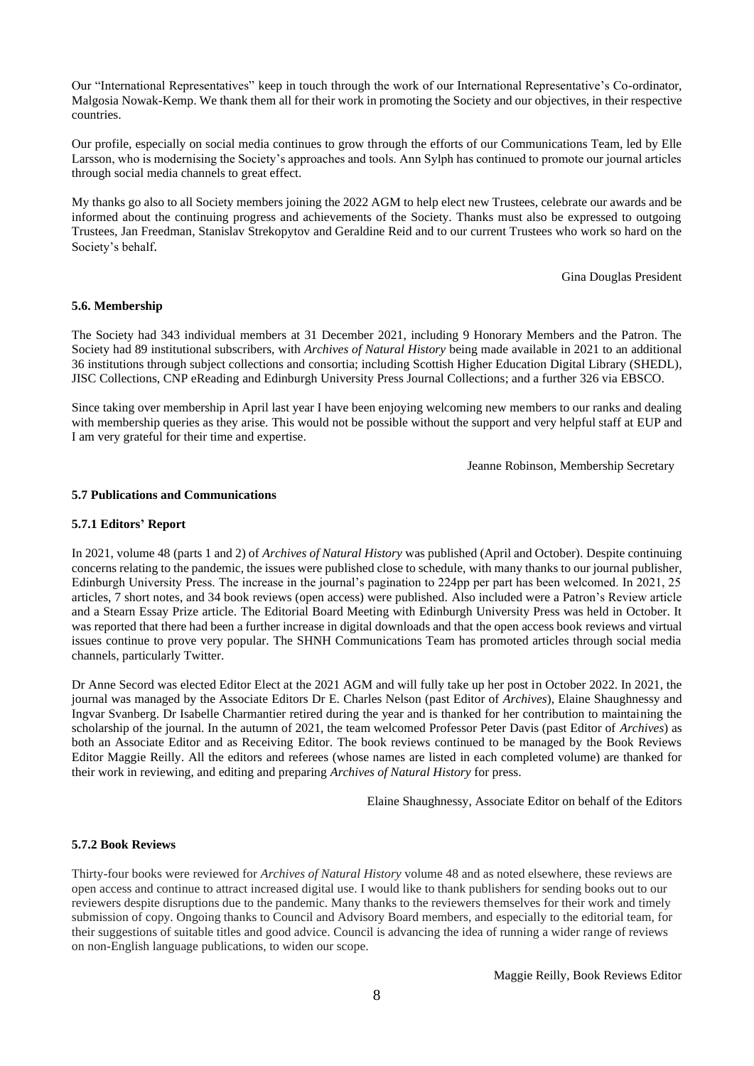Our "International Representatives" keep in touch through the work of our International Representative's Co-ordinator, Malgosia Nowak-Kemp. We thank them all for their work in promoting the Society and our objectives, in their respective countries.

Our profile, especially on social media continues to grow through the efforts of our Communications Team, led by Elle Larsson, who is modernising the Society's approaches and tools. Ann Sylph has continued to promote our journal articles through social media channels to great effect.

My thanks go also to all Society members joining the 2022 AGM to help elect new Trustees, celebrate our awards and be informed about the continuing progress and achievements of the Society. Thanks must also be expressed to outgoing Trustees, Jan Freedman, Stanislav Strekopytov and Geraldine Reid and to our current Trustees who work so hard on the Society's behalf.

Gina Douglas President

#### 5.6. Membership

The Society had 343 individual members at 31 December 2021, including 9 Honorary Members and the Patron. The Society had 89 institutional subscribers, with *Archives of Natural History* being made available in 2021 to an additional 36 institutions through subject collections and consortia; including Scottish Higher Education Digital Library (SHEDL), JISC Collections, CNP eReading and Edinburgh University Press Journal Collections; and a further 326 via EBSCO.

Since taking over membership in April last year I have been enjoying welcoming new members to our ranks and dealing with membership queries as they arise. This would not be possible without the support and very helpful staff at EUP and I am very grateful for their time and expertise.

Jeanne Robinson, Membership Secretary

#### 5.7 Publications and Communications

#### 5.7.1 Editors' Report

In 2021, volume 48 (parts 1 and 2) of *Archives of Natural History* was published (April and October). Despite continuing concerns relating to the pandemic, the issues were published close to schedule, with many thanks to our journal publisher, Edinburgh University Press. The increase in the journal's pagination to 224pp per part has been welcomed. In 2021, 25 articles, 7 short notes, and 34 book reviews (open access) were published. Also included were a Patron's Review article and a Stearn Essay Prize article. The Editorial Board Meeting with Edinburgh University Press was held in October. It was reported that there had been a further increase in digital downloads and that the open access book reviews and virtual issues continue to prove very popular. The SHNH Communications Team has promoted articles through social media channels, particularly Twitter.

Dr Anne Secord was elected Editor Elect at the 2021 AGM and will fully take up her post in October 2022. In 2021, the journal was managed by the Associate Editors Dr E. Charles Nelson (past Editor of *Archives*), Elaine Shaughnessy and Ingvar Svanberg. Dr Isabelle Charmantier retired during the year and is thanked for her contribution to maintaining the scholarship of the journal. In the autumn of 2021, the team welcomed Professor Peter Davis (past Editor of *Archives*) as both an Associate Editor and as Receiving Editor. The book reviews continued to be managed by the Book Reviews Editor Maggie Reilly. All the editors and referees (whose names are listed in each completed volume) are thanked for their work in reviewing, and editing and preparing *Archives of Natural History* for press.

Elaine Shaughnessy, Associate Editor on behalf of the Editors

#### 5.7.2 Book Reviews

Thirty-four books were reviewed for *Archives of Natural History* volume 48 and as noted elsewhere, these reviews are open access and continue to attract increased digital use. I would like to thank publishers for sending books out to our reviewers despite disruptions due to the pandemic. Many thanks to the reviewers themselves for their work and timely submission of copy. Ongoing thanks to Council and Advisory Board members, and especially to the editorial team, for their suggestions of suitable titles and good advice. Council is advancing the idea of running a wider range of reviews on non-English language publications, to widen our scope.

Maggie Reilly, Book Reviews Editor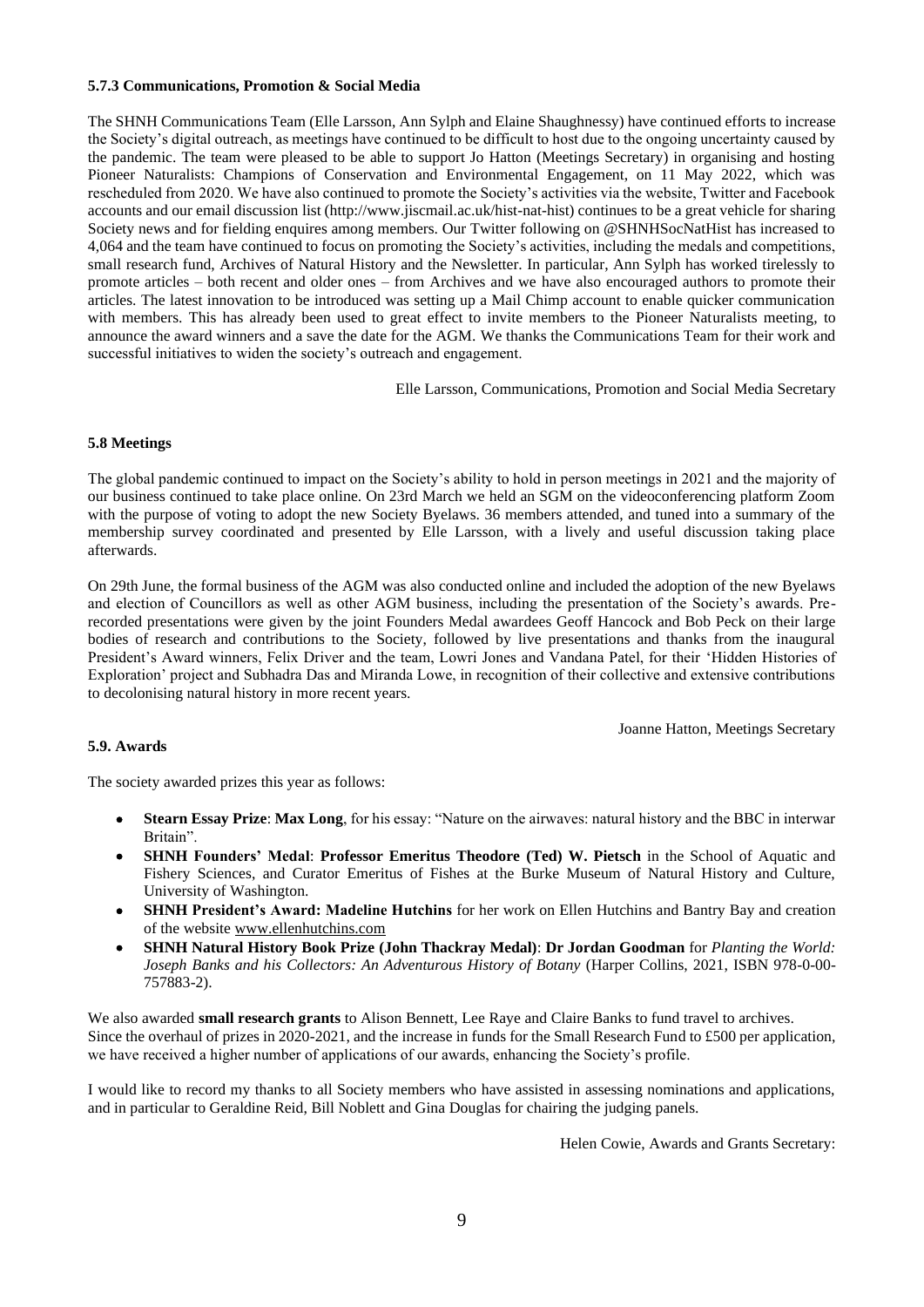#### 5.7.3 Communications, Promotion & Social Media

The SHNH Communications Team (Elle Larsson, Ann Sylph and Elaine Shaughnessy) have continued efforts to increase the Society's digital outreach, as meetings have continued to be difficult to host due to the ongoing uncertainty caused by the pandemic. The team were pleased to be able to support Jo Hatton (Meetings Secretary) in organising and hosting Pioneer Naturalists: Champions of Conservation and Environmental Engagement, on 11 May 2022, which was rescheduled from 2020. We have also continued to promote the Society's activities via the website, Twitter and Facebook accounts and our email discussion list (http://www.jiscmail.ac.uk/hist-nat-hist) continues to be a great vehicle for sharing Society news and for fielding enquires among members. Our Twitter following on @SHNHSocNatHist has increased to 4,064 and the team have continued to focus on promoting the Society's activities, including the medals and competitions, small research fund, Archives of Natural History and the Newsletter. In particular, Ann Sylph has worked tirelessly to promote articles – both recent and older ones – from Archives and we have also encouraged authors to promote their articles. The latest innovation to be introduced was setting up a Mail Chimp account to enable quicker communication with members. This has already been used to great effect to invite members to the Pioneer Naturalists meeting, to announce the award winners and a save the date for the AGM. We thanks the Communications Team for their work and successful initiatives to widen the society's outreach and engagement.

Elle Larsson, Communications, Promotion and Social Media Secretary

### 5.8 Meetings

The global pandemic continued to impact on the Society's ability to hold in person meetings in 2021 and the majority of our business continued to take place online. On 23rd March we held an SGM on the videoconferencing platform Zoom with the purpose of voting to adopt the new Society Byelaws. 36 members attended, and tuned into a summary of the membership survey coordinated and presented by Elle Larsson, with a lively and useful discussion taking place afterwards.

On 29th June, the formal business of the AGM was also conducted online and included the adoption of the new Byelaws and election of Councillors as well as other AGM business, including the presentation of the Society's awards. Pre-recorded presentations were given by the joint Founders Medal awardees Geoff Hancock and Bob Peck on their large bodies of research and contributions to the Society, followed by live presentations and thanks from the inaugural President's Award winners, Felix Driver and the team, Lowri Jones and Vandana Patel, for their 'Hidden Histories of Exploration' project and Subhadra Das and Miranda Lowe, in recognition of their collective and extensive contributions to decolonising natural history in more recent years.

Joanne Hatton, Meetings Secretary

### 5.9. Awards

The society awarded prizes this year as follows:

- **Stearn Essay Prize**: **Max Long**, for his essay: "Nature on the airwaves: natural history and the BBC in interwar Britain".
- **SHNH Founders' Medal**: **Professor Emeritus Theodore (Ted) W. Pietsch** in the School of Aquatic and Fishery Sciences, and Curator Emeritus of Fishes at the Burke Museum of Natural History and Culture, University of Washington.
- **SHNH President's Award: Madeline Hutchins** for her work on Ellen Hutchins and Bantry Bay and creation of the website www.ellenhutchins.com
- **SHNH Natural History Book Prize (John Thackray Medal)**: **Dr Jordan Goodman** for *Planting the World: Joseph Banks and his Collectors: An Adventurous History of Botany* (Harper Collins, 2021, ISBN 978-0-00-757883-2).

We also awarded **small research grants** to Alison Bennett, Lee Raye and Claire Banks to fund travel to archives. Since the overhaul of prizes in 2020-2021, and the increase in funds for the Small Research Fund to £500 per application, we have received a higher number of applications of our awards, enhancing the Society's profile.

I would like to record my thanks to all Society members who have assisted in assessing nominations and applications, and in particular to Geraldine Reid, Bill Noblett and Gina Douglas for chairing the judging panels.

Helen Cowie, Awards and Grants Secretary: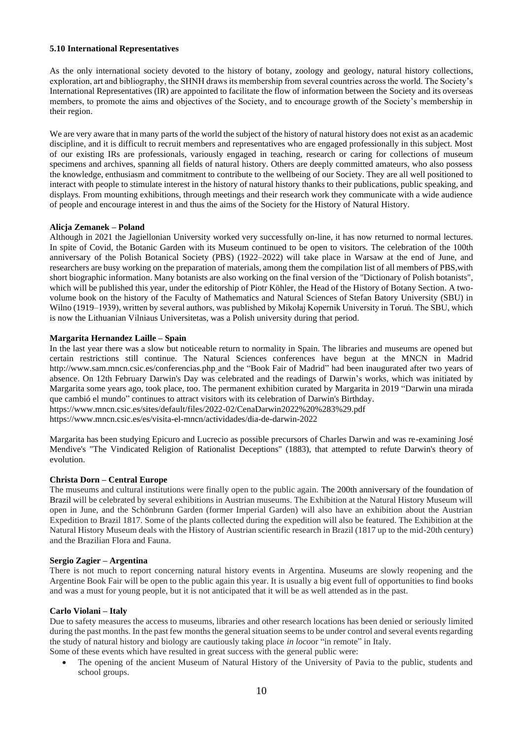**5.10 International Representatives**

As the only international society devoted to the history of botany, zoology and geology, natural history collections, exploration, art and bibliography, the SHNH draws its membership from several countries across the world. The Society's International Representatives (IR) are appointed to facilitate the flow of information between the Society and its overseas members, to promote the aims and objectives of the Society, and to encourage growth of the Society's membership in their region.

We are very aware that in many parts of the world the subject of the history of natural history does not exist as an academic discipline, and it is difficult to recruit members and representatives who are engaged professionally in this subject. Most of our existing IRs are professionals, variously engaged in teaching, research or caring for collections of museum specimens and archives, spanning all fields of natural history. Others are deeply committed amateurs, who also possess the knowledge, enthusiasm and commitment to contribute to the wellbeing of our Society. They are all well positioned to interact with people to stimulate interest in the history of natural history thanks to their publications, public speaking, and displays. From mounting exhibitions, through meetings and their research work they communicate with a wide audience of people and encourage interest in and thus the aims of the Society for the History of Natural History.

**Alicja Zemanek – Poland**

Although in 2021 the Jagiellonian University worked very successfully on-line, it has now returned to normal lectures. In spite of Covid, the Botanic Garden with its Museum continued to be open to visitors. The celebration of the 100th anniversary of the Polish Botanical Society (PBS) (1922–2022) will take place in Warsaw at the end of June, and researchers are busy working on the preparation of materials, among them the compilation list of all members of PBS,with short biographic information. Many botanists are also working on the final version of the "Dictionary of Polish botanists", which will be published this year, under the editorship of Piotr Köhler, the Head of the History of Botany Section. A two-volume book on the history of the Faculty of Mathematics and Natural Sciences of Stefan Batory University (SBU) in Wilno (1919–1939), written by several authors, was published by Mikołaj Kopernik University in Toruń. The SBU, which is now the Lithuanian Vilniaus Universitetas, was a Polish university during that period.

**Margarita Hernandez Laille – Spain**

In the last year there was a slow but noticeable return to normality in Spain. The libraries and museums are opened but certain restrictions still continue. The Natural Sciences conferences have begun at the MNCN in Madrid http://www.sam.mncn.csic.es/conferencias.php and the "Book Fair of Madrid" had been inaugurated after two years of absence. On 12th February Darwin's Day was celebrated and the readings of Darwin's works, which was initiated by Margarita some years ago, took place, too. The permanent exhibition curated by Margarita in 2019 "Darwin una mirada que cambió el mundo" continues to attract visitors with its celebration of Darwin's Birthday.
https://www.mncn.csic.es/sites/default/files/2022-02/CenaDarwin2022%20%283%29.pdf
https://www.mncn.csic.es/es/visita-el-mncn/actividades/dia-de-darwin-2022

Margarita has been studying Epicuro and Lucrecio as possible precursors of Charles Darwin and was re-examining José Mendive's "The Vindicated Religion of Rationalist Deceptions" (1883), that attempted to refute Darwin's theory of evolution.

**Christa Dorn – Central Europe**

The museums and cultural institutions were finally open to the public again. The 200th anniversary of the foundation of Brazil will be celebrated by several exhibitions in Austrian museums. The Exhibition at the Natural History Museum will open in June, and the Schönbrunn Garden (former Imperial Garden) will also have an exhibition about the Austrian Expedition to Brazil 1817. Some of the plants collected during the expedition will also be featured. The Exhibition at the Natural History Museum deals with the History of Austrian scientific research in Brazil (1817 up to the mid-20th century) and the Brazilian Flora and Fauna.

**Sergio Zagier – Argentina**

There is not much to report concerning natural history events in Argentina. Museums are slowly reopening and the Argentine Book Fair will be open to the public again this year. It is usually a big event full of opportunities to find books and was a must for young people, but it is not anticipated that it will be as well attended as in the past.

**Carlo Violani – Italy**

Due to safety measures the access to museums, libraries and other research locations has been denied or seriously limited during the past months. In the past few months the general situation seems to be under control and several events regarding the study of natural history and biology are cautiously taking place *in loco*or "in remote" in Italy.
Some of these events which have resulted in great success with the general public were:

- The opening of the ancient Museum of Natural History of the University of Pavia to the public, students and school groups.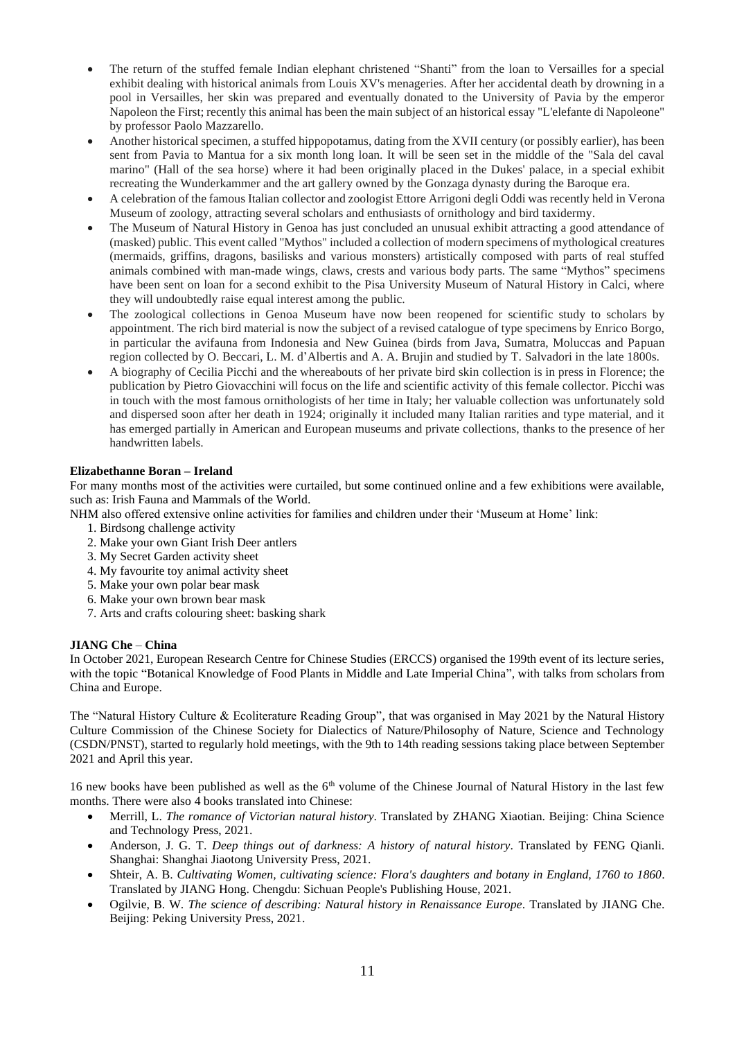- The return of the stuffed female Indian elephant christened "Shanti" from the loan to Versailles for a special exhibit dealing with historical animals from Louis XV's menageries. After her accidental death by drowning in a pool in Versailles, her skin was prepared and eventually donated to the University of Pavia by the emperor Napoleon the First; recently this animal has been the main subject of an historical essay "L'elefante di Napoleone" by professor Paolo Mazzarello.
- Another historical specimen, a stuffed hippopotamus, dating from the XVII century (or possibly earlier), has been sent from Pavia to Mantua for a six month long loan. It will be seen set in the middle of the "Sala del caval marino" (Hall of the sea horse) where it had been originally placed in the Dukes' palace, in a special exhibit recreating the Wunderkammer and the art gallery owned by the Gonzaga dynasty during the Baroque era.
- A celebration of the famous Italian collector and zoologist Ettore Arrigoni degli Oddi was recently held in Verona Museum of zoology, attracting several scholars and enthusiasts of ornithology and bird taxidermy.
- The Museum of Natural History in Genoa has just concluded an unusual exhibit attracting a good attendance of (masked) public. This event called "Mythos" included a collection of modern specimens of mythological creatures (mermaids, griffins, dragons, basilisks and various monsters) artistically composed with parts of real stuffed animals combined with man-made wings, claws, crests and various body parts. The same "Mythos" specimens have been sent on loan for a second exhibit to the Pisa University Museum of Natural History in Calci, where they will undoubtedly raise equal interest among the public.
- The zoological collections in Genoa Museum have now been reopened for scientific study to scholars by appointment. The rich bird material is now the subject of a revised catalogue of type specimens by Enrico Borgo, in particular the avifauna from Indonesia and New Guinea (birds from Java, Sumatra, Moluccas and Papuan region collected by O. Beccari, L. M. d'Albertis and A. A. Brujin and studied by T. Salvadori in the late 1800s.
- A biography of Cecilia Picchi and the whereabouts of her private bird skin collection is in press in Florence; the publication by Pietro Giovacchini will focus on the life and scientific activity of this female collector. Picchi was in touch with the most famous ornithologists of her time in Italy; her valuable collection was unfortunately sold and dispersed soon after her death in 1924; originally it included many Italian rarities and type material, and it has emerged partially in American and European museums and private collections, thanks to the presence of her handwritten labels.

**Elizabethanne Boran – Ireland**

For many months most of the activities were curtailed, but some continued online and a few exhibitions were available, such as: Irish Fauna and Mammals of the World.

NHM also offered extensive online activities for families and children under their 'Museum at Home' link:

1. Birdsong challenge activity
2. Make your own Giant Irish Deer antlers
3. My Secret Garden activity sheet
4. My favourite toy animal activity sheet
5. Make your own polar bear mask
6. Make your own brown bear mask
7. Arts and crafts colouring sheet: basking shark

**JIANG Che – China**

In October 2021, European Research Centre for Chinese Studies (ERCCS) organised the 199th event of its lecture series, with the topic "Botanical Knowledge of Food Plants in Middle and Late Imperial China", with talks from scholars from China and Europe.

The "Natural History Culture & Ecoliterature Reading Group", that was organised in May 2021 by the Natural History Culture Commission of the Chinese Society for Dialectics of Nature/Philosophy of Nature, Science and Technology (CSDN/PNST), started to regularly hold meetings, with the 9th to 14th reading sessions taking place between September 2021 and April this year.

16 new books have been published as well as the 6th volume of the Chinese Journal of Natural History in the last few months. There were also 4 books translated into Chinese:

- Merrill, L. *The romance of Victorian natural history*. Translated by ZHANG Xiaotian. Beijing: China Science and Technology Press, 2021.
- Anderson, J. G. T. *Deep things out of darkness: A history of natural history*. Translated by FENG Qianli. Shanghai: Shanghai Jiaotong University Press, 2021.
- Shteir, A. B. *Cultivating Women, cultivating science: Flora's daughters and botany in England, 1760 to 1860*. Translated by JIANG Hong. Chengdu: Sichuan People's Publishing House, 2021.
- Ogilvie, B. W. *The science of describing: Natural history in Renaissance Europe*. Translated by JIANG Che. Beijing: Peking University Press, 2021.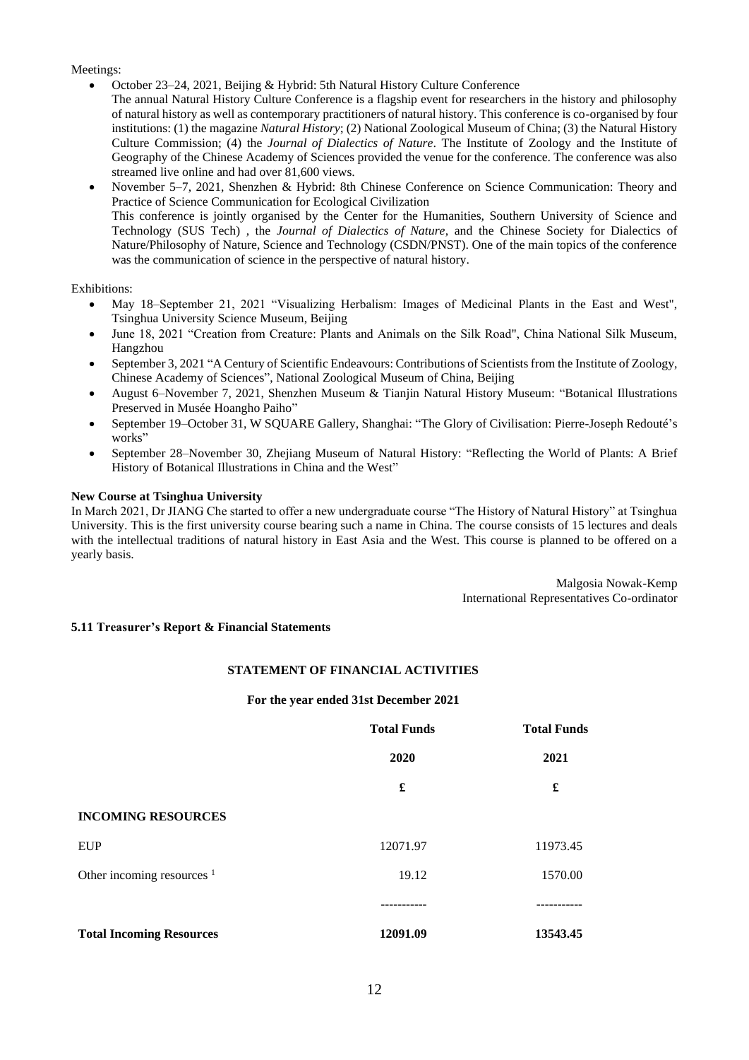Meetings:

- October 23–24, 2021, Beijing & Hybrid: 5th Natural History Culture Conference
  The annual Natural History Culture Conference is a flagship event for researchers in the history and philosophy of natural history as well as contemporary practitioners of natural history. This conference is co-organised by four institutions: (1) the magazine *Natural History*; (2) National Zoological Museum of China; (3) the Natural History Culture Commission; (4) the *Journal of Dialectics of Nature*. The Institute of Zoology and the Institute of Geography of the Chinese Academy of Sciences provided the venue for the conference. The conference was also streamed live online and had over 81,600 views.
- November 5–7, 2021, Shenzhen & Hybrid: 8th Chinese Conference on Science Communication: Theory and Practice of Science Communication for Ecological Civilization
  This conference is jointly organised by the Center for the Humanities, Southern University of Science and Technology (SUS Tech) , the *Journal of Dialectics of Nature*, and the Chinese Society for Dialectics of Nature/Philosophy of Nature, Science and Technology (CSDN/PNST). One of the main topics of the conference was the communication of science in the perspective of natural history.

Exhibitions:

- May 18–September 21, 2021 "Visualizing Herbalism: Images of Medicinal Plants in the East and West", Tsinghua University Science Museum, Beijing
- June 18, 2021 "Creation from Creature: Plants and Animals on the Silk Road", China National Silk Museum, Hangzhou
- September 3, 2021 "A Century of Scientific Endeavours: Contributions of Scientists from the Institute of Zoology, Chinese Academy of Sciences", National Zoological Museum of China, Beijing
- August 6–November 7, 2021, Shenzhen Museum & Tianjin Natural History Museum: "Botanical Illustrations Preserved in Musée Hoangho Paiho"
- September 19–October 31, W SQUARE Gallery, Shanghai: "The Glory of Civilisation: Pierre-Joseph Redouté's works"
- September 28–November 30, Zhejiang Museum of Natural History: "Reflecting the World of Plants: A Brief History of Botanical Illustrations in China and the West"

**New Course at Tsinghua University**

In March 2021, Dr JIANG Che started to offer a new undergraduate course "The History of Natural History" at Tsinghua University. This is the first university course bearing such a name in China. The course consists of 15 lectures and deals with the intellectual traditions of natural history in East Asia and the West. This course is planned to be offered on a yearly basis.

Malgosia Nowak-Kemp
International Representatives Co-ordinator

**5.11 Treasurer's Report & Financial Statements**

**STATEMENT OF FINANCIAL ACTIVITIES**

**For the year ended 31st December 2021**

| | **Total Funds 2020 £** | **Total Funds 2021 £** |
|---|---|---|
| **INCOMING RESOURCES** | | |
| EUP | 12071.97 | 11973.45 |
| Other incoming resources [1] | 19.12 | 1570.00 |
| **Total Incoming Resources** | **12091.09** | **13543.45** |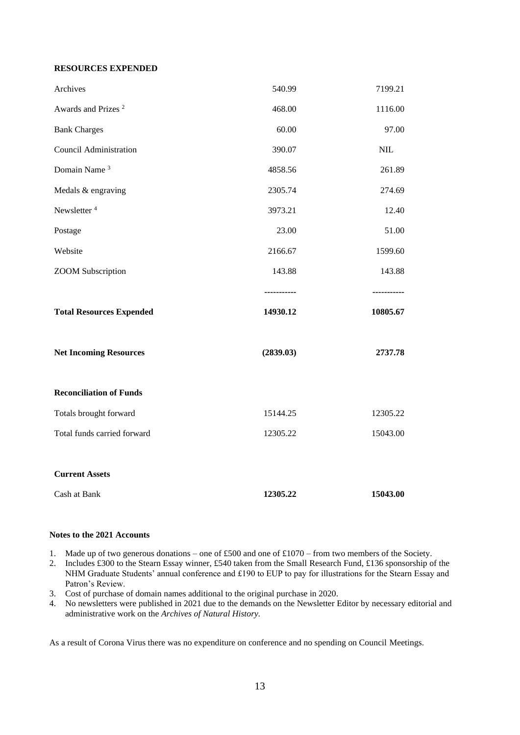**RESOURCES EXPENDED**

| | | |
|---|---|---|
| Archives | 540.99 | 7199.21 |
| Awards and Prizes [2] | 468.00 | 1116.00 |
| Bank Charges | 60.00 | 97.00 |
| Council Administration | 390.07 | NIL |
| Domain Name [3] | 4858.56 | 261.89 |
| Medals & engraving | 2305.74 | 274.69 |
| Newsletter [4] | 3973.21 | 12.40 |
| Postage | 23.00 | 51.00 |
| Website | 2166.67 | 1599.60 |
| ZOOM Subscription | 143.88 | 143.88 |
| | ----------- | ----------- |
| **Total Resources Expended** | **14930.12** | **10805.67** |
| **Net Incoming Resources** | **(2839.03)** | **2737.78** |
| **Reconciliation of Funds** | | |
| Totals brought forward | 15144.25 | 12305.22 |
| Total funds carried forward | 12305.22 | 15043.00 |
| **Current Assets** | | |
| Cash at Bank | **12305.22** | **15043.00** |

**Notes to the 2021 Accounts**

1. Made up of two generous donations – one of £500 and one of £1070 – from two members of the Society.
2. Includes £300 to the Stearn Essay winner, £540 taken from the Small Research Fund, £136 sponsorship of the NHM Graduate Students' annual conference and £190 to EUP to pay for illustrations for the Stearn Essay and Patron's Review.
3. Cost of purchase of domain names additional to the original purchase in 2020.
4. No newsletters were published in 2021 due to the demands on the Newsletter Editor by necessary editorial and administrative work on the *Archives of Natural History.*

As a result of Corona Virus there was no expenditure on conference and no spending on Council Meetings.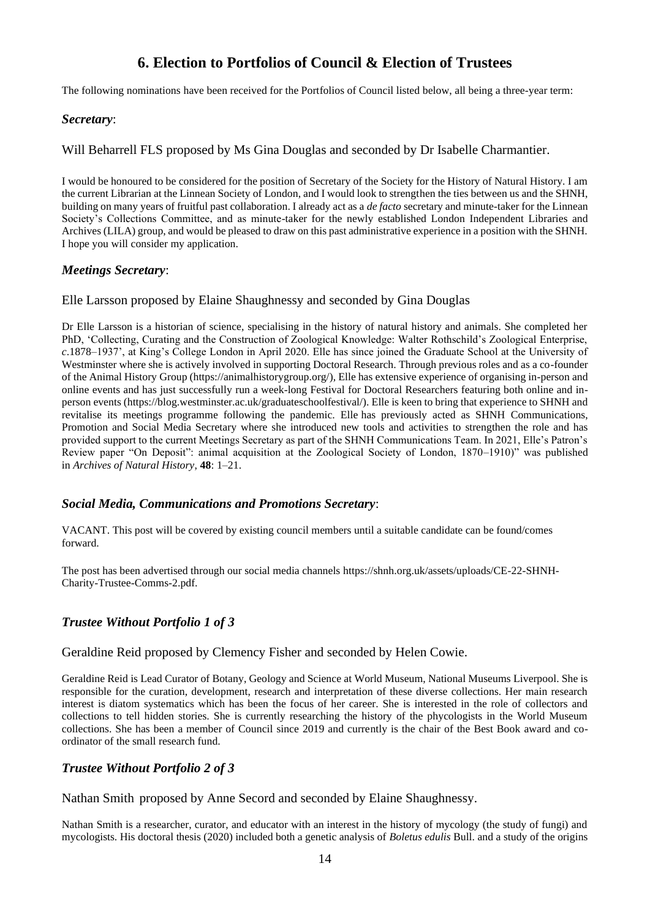## 6. Election to Portfolios of Council & Election of Trustees

The following nominations have been received for the Portfolios of Council listed below, all being a three-year term:

### *Secretary*:

Will Beharrell FLS proposed by Ms Gina Douglas and seconded by Dr Isabelle Charmantier.

I would be honoured to be considered for the position of Secretary of the Society for the History of Natural History. I am the current Librarian at the Linnean Society of London, and I would look to strengthen the ties between us and the SHNH, building on many years of fruitful past collaboration. I already act as a *de facto* secretary and minute-taker for the Linnean Society's Collections Committee, and as minute-taker for the newly established London Independent Libraries and Archives (LILA) group, and would be pleased to draw on this past administrative experience in a position with the SHNH. I hope you will consider my application.

### *Meetings Secretary*:

Elle Larsson proposed by Elaine Shaughnessy and seconded by Gina Douglas

Dr Elle Larsson is a historian of science, specialising in the history of natural history and animals. She completed her PhD, 'Collecting, Curating and the Construction of Zoological Knowledge: Walter Rothschild's Zoological Enterprise, *c*.1878–1937', at King's College London in April 2020. Elle has since joined the Graduate School at the University of Westminster where she is actively involved in supporting Doctoral Research. Through previous roles and as a co-founder of the Animal History Group (https://animalhistorygroup.org/), Elle has extensive experience of organising in-person and online events and has just successfully run a week-long Festival for Doctoral Researchers featuring both online and in-person events (https://blog.westminster.ac.uk/graduateschoolfestival/). Elle is keen to bring that experience to SHNH and revitalise its meetings programme following the pandemic. Elle has previously acted as SHNH Communications, Promotion and Social Media Secretary where she introduced new tools and activities to strengthen the role and has provided support to the current Meetings Secretary as part of the SHNH Communications Team. In 2021, Elle's Patron's Review paper "On Deposit": animal acquisition at the Zoological Society of London, 1870–1910)" was published in *Archives of Natural History*, **48**: 1–21.

### *Social Media, Communications and Promotions Secretary*:

VACANT. This post will be covered by existing council members until a suitable candidate can be found/comes forward.

The post has been advertised through our social media channels https://shnh.org.uk/assets/uploads/CE-22-SHNH-Charity-Trustee-Comms-2.pdf.

### *Trustee Without Portfolio 1 of 3*

Geraldine Reid proposed by Clemency Fisher and seconded by Helen Cowie.

Geraldine Reid is Lead Curator of Botany, Geology and Science at World Museum, National Museums Liverpool. She is responsible for the curation, development, research and interpretation of these diverse collections. Her main research interest is diatom systematics which has been the focus of her career. She is interested in the role of collectors and collections to tell hidden stories. She is currently researching the history of the phycologists in the World Museum collections. She has been a member of Council since 2019 and currently is the chair of the Best Book award and co-ordinator of the small research fund.

### *Trustee Without Portfolio 2 of 3*

Nathan Smith proposed by Anne Secord and seconded by Elaine Shaughnessy.

Nathan Smith is a researcher, curator, and educator with an interest in the history of mycology (the study of fungi) and mycologists. His doctoral thesis (2020) included both a genetic analysis of *Boletus edulis* Bull. and a study of the origins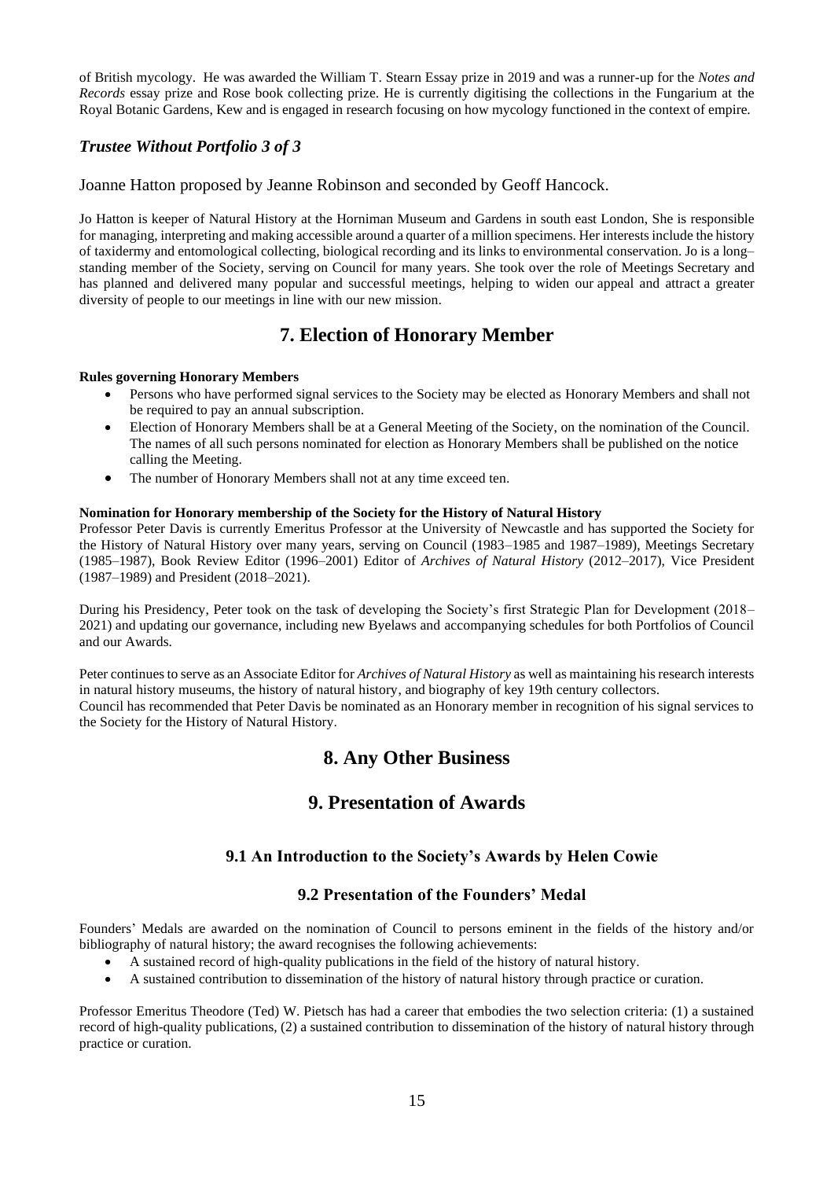of British mycology. He was awarded the William T. Stearn Essay prize in 2019 and was a runner-up for the *Notes and Records* essay prize and Rose book collecting prize. He is currently digitising the collections in the Fungarium at the Royal Botanic Gardens, Kew and is engaged in research focusing on how mycology functioned in the context of empire.

### *Trustee Without Portfolio 3 of 3*

Joanne Hatton proposed by Jeanne Robinson and seconded by Geoff Hancock.

Jo Hatton is keeper of Natural History at the Horniman Museum and Gardens in south east London, She is responsible for managing, interpreting and making accessible around a quarter of a million specimens. Her interests include the history of taxidermy and entomological collecting, biological recording and its links to environmental conservation. Jo is a long–standing member of the Society, serving on Council for many years. She took over the role of Meetings Secretary and has planned and delivered many popular and successful meetings, helping to widen our appeal and attract a greater diversity of people to our meetings in line with our new mission.

## 7. Election of Honorary Member

**Rules governing Honorary Members**

- Persons who have performed signal services to the Society may be elected as Honorary Members and shall not be required to pay an annual subscription.
- Election of Honorary Members shall be at a General Meeting of the Society, on the nomination of the Council. The names of all such persons nominated for election as Honorary Members shall be published on the notice calling the Meeting.
- The number of Honorary Members shall not at any time exceed ten.

**Nomination for Honorary membership of the Society for the History of Natural History**

Professor Peter Davis is currently Emeritus Professor at the University of Newcastle and has supported the Society for the History of Natural History over many years, serving on Council (1983–1985 and 1987–1989), Meetings Secretary (1985–1987), Book Review Editor (1996–2001) Editor of *Archives of Natural History* (2012–2017), Vice President (1987–1989) and President (2018–2021).

During his Presidency, Peter took on the task of developing the Society's first Strategic Plan for Development (2018–2021) and updating our governance, including new Byelaws and accompanying schedules for both Portfolios of Council and our Awards.

Peter continues to serve as an Associate Editor for *Archives of Natural History* as well as maintaining his research interests in natural history museums, the history of natural history, and biography of key 19th century collectors.
Council has recommended that Peter Davis be nominated as an Honorary member in recognition of his signal services to the Society for the History of Natural History.

## 8. Any Other Business

## 9. Presentation of Awards

### 9.1 An Introduction to the Society's Awards by Helen Cowie

### 9.2 Presentation of the Founders' Medal

Founders' Medals are awarded on the nomination of Council to persons eminent in the fields of the history and/or bibliography of natural history; the award recognises the following achievements:

- A sustained record of high-quality publications in the field of the history of natural history.
- A sustained contribution to dissemination of the history of natural history through practice or curation.

Professor Emeritus Theodore (Ted) W. Pietsch has had a career that embodies the two selection criteria: (1) a sustained record of high-quality publications, (2) a sustained contribution to dissemination of the history of natural history through practice or curation.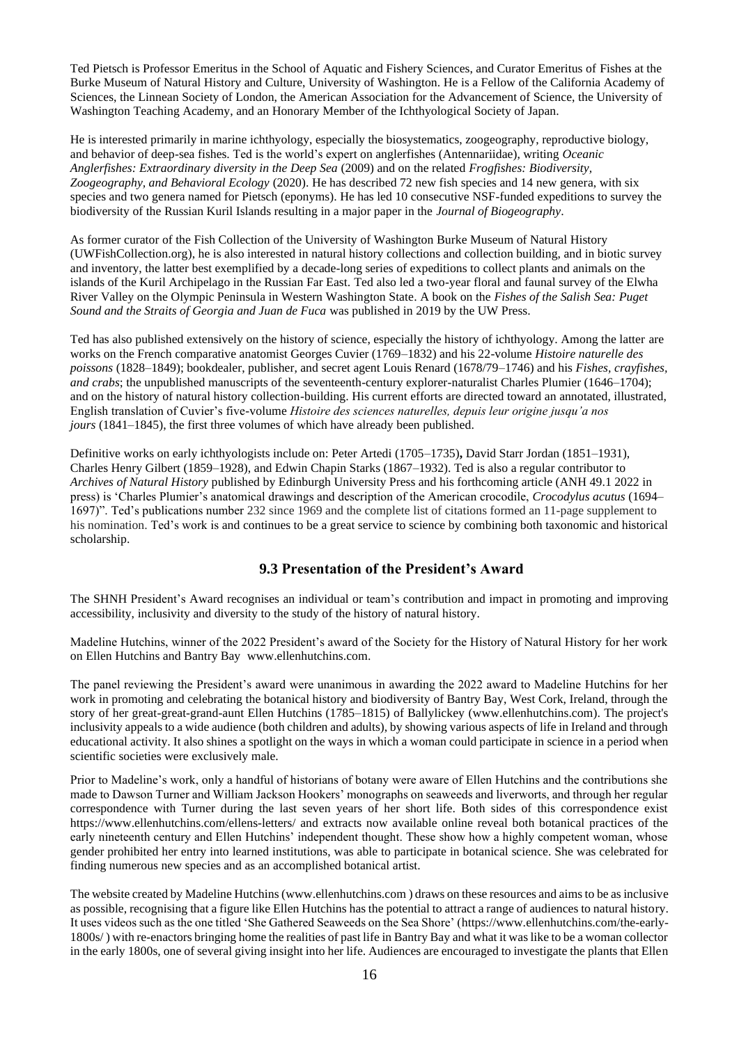Ted Pietsch is Professor Emeritus in the School of Aquatic and Fishery Sciences, and Curator Emeritus of Fishes at the Burke Museum of Natural History and Culture, University of Washington. He is a Fellow of the California Academy of Sciences, the Linnean Society of London, the American Association for the Advancement of Science, the University of Washington Teaching Academy, and an Honorary Member of the Ichthyological Society of Japan.

He is interested primarily in marine ichthyology, especially the biosystematics, zoogeography, reproductive biology, and behavior of deep-sea fishes. Ted is the world's expert on anglerfishes (Antennariidae), writing *Oceanic Anglerfishes: Extraordinary diversity in the Deep Sea* (2009) and on the related *Frogfishes: Biodiversity, Zoogeography, and Behavioral Ecology* (2020). He has described 72 new fish species and 14 new genera, with six species and two genera named for Pietsch (eponyms). He has led 10 consecutive NSF-funded expeditions to survey the biodiversity of the Russian Kuril Islands resulting in a major paper in the *Journal of Biogeography*.

As former curator of the Fish Collection of the University of Washington Burke Museum of Natural History (UWFishCollection.org), he is also interested in natural history collections and collection building, and in biotic survey and inventory, the latter best exemplified by a decade-long series of expeditions to collect plants and animals on the islands of the Kuril Archipelago in the Russian Far East. Ted also led a two-year floral and faunal survey of the Elwha River Valley on the Olympic Peninsula in Western Washington State. A book on the *Fishes of the Salish Sea: Puget Sound and the Straits of Georgia and Juan de Fuca* was published in 2019 by the UW Press.

Ted has also published extensively on the history of science, especially the history of ichthyology. Among the latter are works on the French comparative anatomist Georges Cuvier (1769–1832) and his 22-volume *Histoire naturelle des poissons* (1828–1849); bookdealer, publisher, and secret agent Louis Renard (1678/79–1746) and his *Fishes, crayfishes, and crabs*; the unpublished manuscripts of the seventeenth-century explorer-naturalist Charles Plumier (1646–1704); and on the history of natural history collection-building. His current efforts are directed toward an annotated, illustrated, English translation of Cuvier's five-volume *Histoire des sciences naturelles, depuis leur origine jusqu'a nos jours* (1841–1845), the first three volumes of which have already been published.

Definitive works on early ichthyologists include on: Peter Artedi (1705–1735), David Starr Jordan (1851–1931), Charles Henry Gilbert (1859–1928), and Edwin Chapin Starks (1867–1932). Ted is also a regular contributor to *Archives of Natural History* published by Edinburgh University Press and his forthcoming article (ANH 49.1 2022 in press) is 'Charles Plumier's anatomical drawings and description of the American crocodile, *Crocodylus acutus* (1694–1697)". Ted's publications number 232 since 1969 and the complete list of citations formed an 11-page supplement to his nomination. Ted's work is and continues to be a great service to science by combining both taxonomic and historical scholarship.

## 9.3 Presentation of the President's Award

The SHNH President's Award recognises an individual or team's contribution and impact in promoting and improving accessibility, inclusivity and diversity to the study of the history of natural history.

Madeline Hutchins, winner of the 2022 President's award of the Society for the History of Natural History for her work on Ellen Hutchins and Bantry Bay www.ellenhutchins.com.

The panel reviewing the President's award were unanimous in awarding the 2022 award to Madeline Hutchins for her work in promoting and celebrating the botanical history and biodiversity of Bantry Bay, West Cork, Ireland, through the story of her great-great-grand-aunt Ellen Hutchins (1785–1815) of Ballylickey (www.ellenhutchins.com). The project's inclusivity appeals to a wide audience (both children and adults), by showing various aspects of life in Ireland and through educational activity. It also shines a spotlight on the ways in which a woman could participate in science in a period when scientific societies were exclusively male.

Prior to Madeline's work, only a handful of historians of botany were aware of Ellen Hutchins and the contributions she made to Dawson Turner and William Jackson Hookers' monographs on seaweeds and liverworts, and through her regular correspondence with Turner during the last seven years of her short life. Both sides of this correspondence exist https://www.ellenhutchins.com/ellens-letters/ and extracts now available online reveal both botanical practices of the early nineteenth century and Ellen Hutchins' independent thought. These show how a highly competent woman, whose gender prohibited her entry into learned institutions, was able to participate in botanical science. She was celebrated for finding numerous new species and as an accomplished botanical artist.

The website created by Madeline Hutchins (www.ellenhutchins.com ) draws on these resources and aims to be as inclusive as possible, recognising that a figure like Ellen Hutchins has the potential to attract a range of audiences to natural history. It uses videos such as the one titled 'She Gathered Seaweeds on the Sea Shore' (https://www.ellenhutchins.com/the-early-1800s/ ) with re-enactors bringing home the realities of past life in Bantry Bay and what it was like to be a woman collector in the early 1800s, one of several giving insight into her life. Audiences are encouraged to investigate the plants that Ellen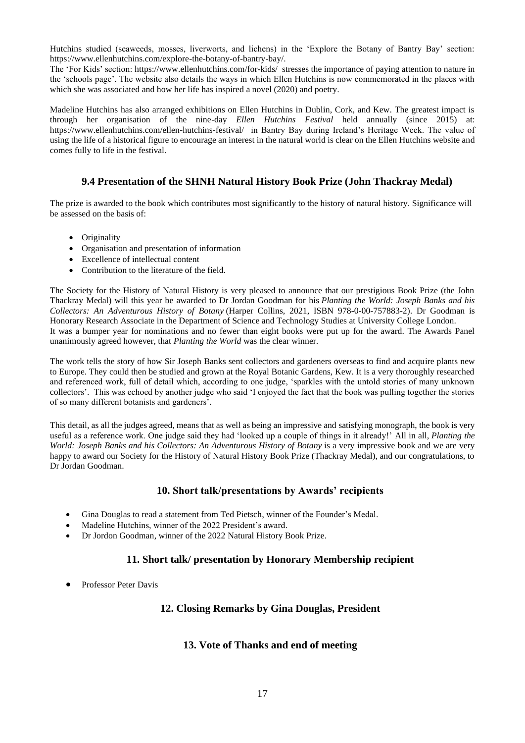Hutchins studied (seaweeds, mosses, liverworts, and lichens) in the 'Explore the Botany of Bantry Bay' section: https://www.ellenhutchins.com/explore-the-botany-of-bantry-bay/.
The 'For Kids' section: https://www.ellenhutchins.com/for-kids/ stresses the importance of paying attention to nature in the 'schools page'. The website also details the ways in which Ellen Hutchins is now commemorated in the places with which she was associated and how her life has inspired a novel (2020) and poetry.

Madeline Hutchins has also arranged exhibitions on Ellen Hutchins in Dublin, Cork, and Kew. The greatest impact is through her organisation of the nine-day *Ellen Hutchins Festival* held annually (since 2015) at: https://www.ellenhutchins.com/ellen-hutchins-festival/ in Bantry Bay during Ireland's Heritage Week. The value of using the life of a historical figure to encourage an interest in the natural world is clear on the Ellen Hutchins website and comes fully to life in the festival.

### 9.4 Presentation of the SHNH Natural History Book Prize (John Thackray Medal)

The prize is awarded to the book which contributes most significantly to the history of natural history. Significance will be assessed on the basis of:

- Originality
- Organisation and presentation of information
- Excellence of intellectual content
- Contribution to the literature of the field.

The Society for the History of Natural History is very pleased to announce that our prestigious Book Prize (the John Thackray Medal) will this year be awarded to Dr Jordan Goodman for his *Planting the World: Joseph Banks and his Collectors: An Adventurous History of Botany* (Harper Collins, 2021, ISBN 978-0-00-757883-2). Dr Goodman is Honorary Research Associate in the Department of Science and Technology Studies at University College London.
It was a bumper year for nominations and no fewer than eight books were put up for the award. The Awards Panel unanimously agreed however, that *Planting the World* was the clear winner.

The work tells the story of how Sir Joseph Banks sent collectors and gardeners overseas to find and acquire plants new to Europe. They could then be studied and grown at the Royal Botanic Gardens, Kew. It is a very thoroughly researched and referenced work, full of detail which, according to one judge, 'sparkles with the untold stories of many unknown collectors'. This was echoed by another judge who said 'I enjoyed the fact that the book was pulling together the stories of so many different botanists and gardeners'.

This detail, as all the judges agreed, means that as well as being an impressive and satisfying monograph, the book is very useful as a reference work. One judge said they had 'looked up a couple of things in it already!' All in all, *Planting the World: Joseph Banks and his Collectors: An Adventurous History of Botany* is a very impressive book and we are very happy to award our Society for the History of Natural History Book Prize (Thackray Medal), and our congratulations, to Dr Jordan Goodman.

### 10. Short talk/presentations by Awards' recipients

- Gina Douglas to read a statement from Ted Pietsch, winner of the Founder's Medal.
- Madeline Hutchins, winner of the 2022 President's award.
- Dr Jordon Goodman, winner of the 2022 Natural History Book Prize.

### 11. Short talk/ presentation by Honorary Membership recipient

- Professor Peter Davis

### 12. Closing Remarks by Gina Douglas, President

### 13. Vote of Thanks and end of meeting